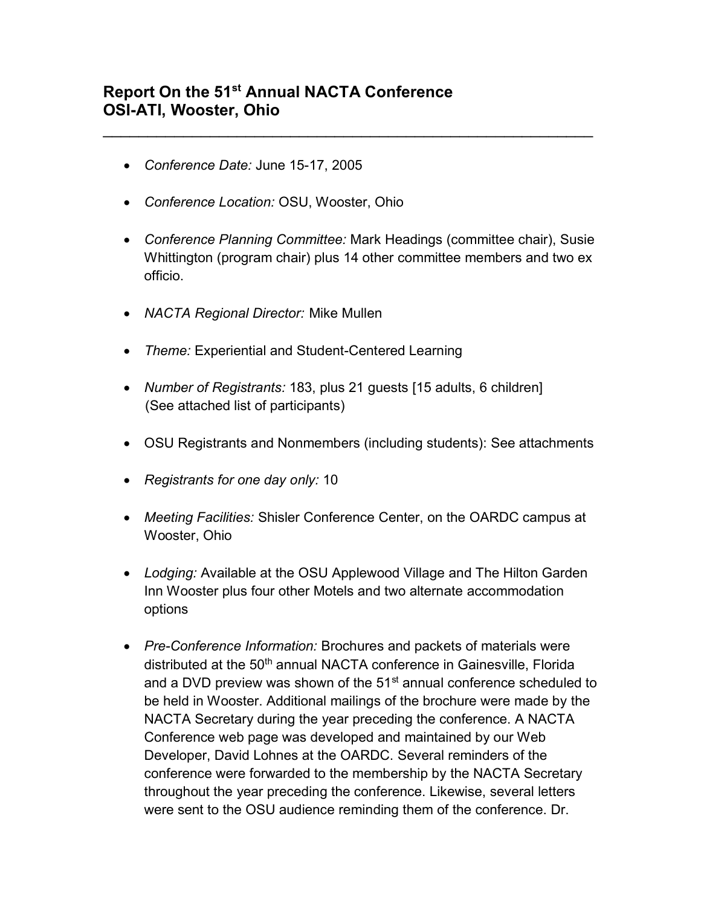## Report On the 51st Annual NACTA Conference
## OSI-ATI, Wooster, Ohio

---

- *Conference Date:* June 15-17, 2005
- *Conference Location:* OSU, Wooster, Ohio
- *Conference Planning Committee:* Mark Headings (committee chair), Susie Whittington (program chair) plus 14 other committee members and two ex officio.
- *NACTA Regional Director:* Mike Mullen
- *Theme:* Experiential and Student-Centered Learning
- *Number of Registrants:* 183, plus 21 guests [15 adults, 6 children] (See attached list of participants)
- OSU Registrants and Nonmembers (including students): See attachments
- *Registrants for one day only:* 10
- *Meeting Facilities:* Shisler Conference Center, on the OARDC campus at Wooster, Ohio
- *Lodging:* Available at the OSU Applewood Village and The Hilton Garden Inn Wooster plus four other Motels and two alternate accommodation options
- *Pre-Conference Information:* Brochures and packets of materials were distributed at the 50th annual NACTA conference in Gainesville, Florida and a DVD preview was shown of the 51st annual conference scheduled to be held in Wooster. Additional mailings of the brochure were made by the NACTA Secretary during the year preceding the conference. A NACTA Conference web page was developed and maintained by our Web Developer, David Lohnes at the OARDC. Several reminders of the conference were forwarded to the membership by the NACTA Secretary throughout the year preceding the conference. Likewise, several letters were sent to the OSU audience reminding them of the conference. Dr.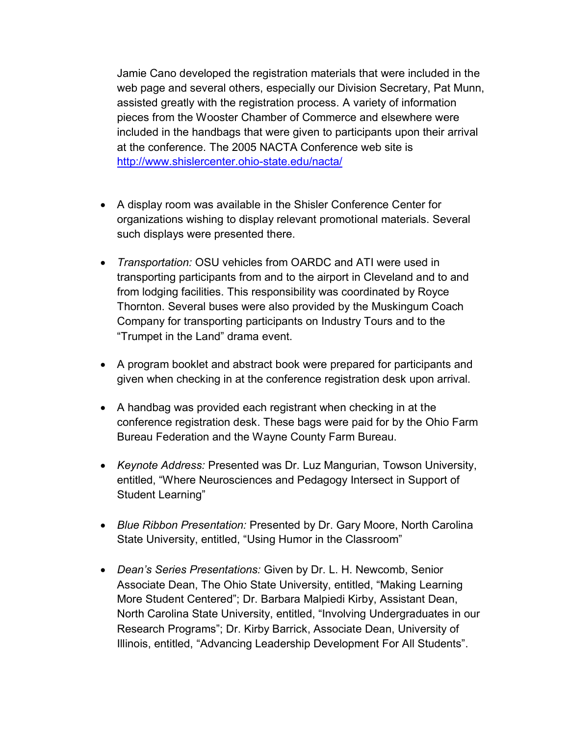Jamie Cano developed the registration materials that were included in the web page and several others, especially our Division Secretary, Pat Munn, assisted greatly with the registration process. A variety of information pieces from the Wooster Chamber of Commerce and elsewhere were included in the handbags that were given to participants upon their arrival at the conference. The 2005 NACTA Conference web site is http://www.shislercenter.ohio-state.edu/nacta/

- A display room was available in the Shisler Conference Center for organizations wishing to display relevant promotional materials. Several such displays were presented there.
- *Transportation:* OSU vehicles from OARDC and ATI were used in transporting participants from and to the airport in Cleveland and to and from lodging facilities. This responsibility was coordinated by Royce Thornton. Several buses were also provided by the Muskingum Coach Company for transporting participants on Industry Tours and to the "Trumpet in the Land" drama event.
- A program booklet and abstract book were prepared for participants and given when checking in at the conference registration desk upon arrival.
- A handbag was provided each registrant when checking in at the conference registration desk. These bags were paid for by the Ohio Farm Bureau Federation and the Wayne County Farm Bureau.
- *Keynote Address:* Presented was Dr. Luz Mangurian, Towson University, entitled, "Where Neurosciences and Pedagogy Intersect in Support of Student Learning"
- *Blue Ribbon Presentation:* Presented by Dr. Gary Moore, North Carolina State University, entitled, "Using Humor in the Classroom"
- *Dean's Series Presentations:* Given by Dr. L. H. Newcomb, Senior Associate Dean, The Ohio State University, entitled, "Making Learning More Student Centered"; Dr. Barbara Malpiedi Kirby, Assistant Dean, North Carolina State University, entitled, "Involving Undergraduates in our Research Programs"; Dr. Kirby Barrick, Associate Dean, University of Illinois, entitled, "Advancing Leadership Development For All Students".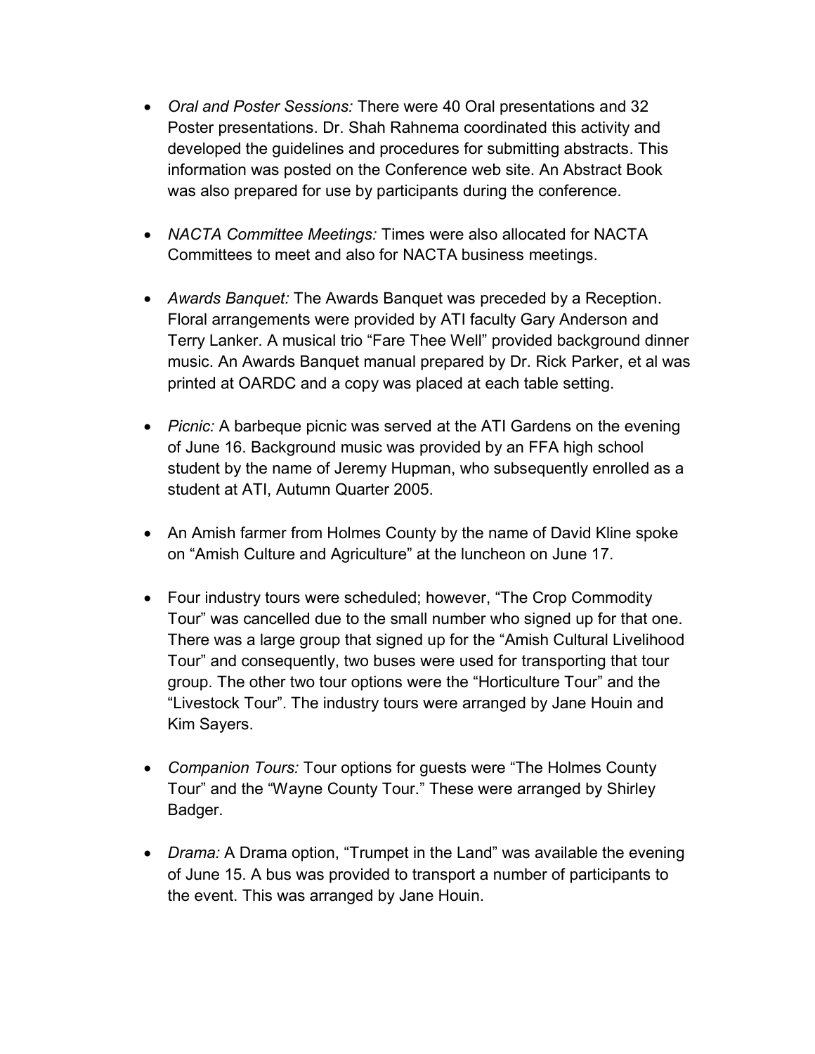- *Oral and Poster Sessions:* There were 40 Oral presentations and 32 Poster presentations. Dr. Shah Rahnema coordinated this activity and developed the guidelines and procedures for submitting abstracts. This information was posted on the Conference web site. An Abstract Book was also prepared for use by participants during the conference.

- *NACTA Committee Meetings:* Times were also allocated for NACTA Committees to meet and also for NACTA business meetings.

- *Awards Banquet:* The Awards Banquet was preceded by a Reception. Floral arrangements were provided by ATI faculty Gary Anderson and Terry Lanker. A musical trio "Fare Thee Well" provided background dinner music. An Awards Banquet manual prepared by Dr. Rick Parker, et al was printed at OARDC and a copy was placed at each table setting.

- *Picnic:* A barbeque picnic was served at the ATI Gardens on the evening of June 16. Background music was provided by an FFA high school student by the name of Jeremy Hupman, who subsequently enrolled as a student at ATI, Autumn Quarter 2005.

- An Amish farmer from Holmes County by the name of David Kline spoke on "Amish Culture and Agriculture" at the luncheon on June 17.

- Four industry tours were scheduled; however, "The Crop Commodity Tour" was cancelled due to the small number who signed up for that one. There was a large group that signed up for the "Amish Cultural Livelihood Tour" and consequently, two buses were used for transporting that tour group. The other two tour options were the "Horticulture Tour" and the "Livestock Tour". The industry tours were arranged by Jane Houin and Kim Sayers.

- *Companion Tours:* Tour options for guests were "The Holmes County Tour" and the "Wayne County Tour." These were arranged by Shirley Badger.

- *Drama:* A Drama option, "Trumpet in the Land" was available the evening of June 15. A bus was provided to transport a number of participants to the event. This was arranged by Jane Houin.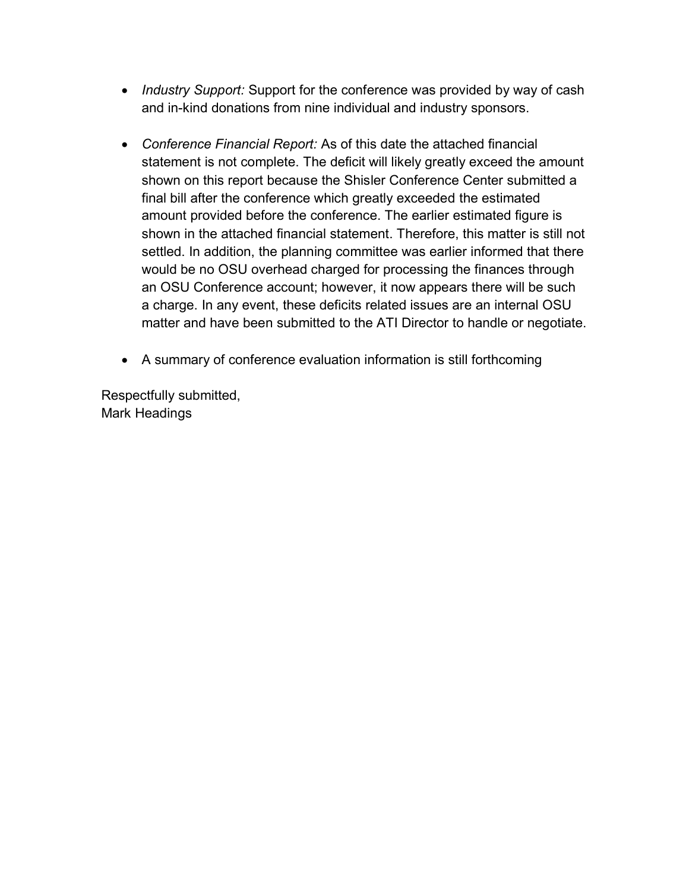- *Industry Support:* Support for the conference was provided by way of cash and in-kind donations from nine individual and industry sponsors.

- *Conference Financial Report:* As of this date the attached financial statement is not complete. The deficit will likely greatly exceed the amount shown on this report because the Shisler Conference Center submitted a final bill after the conference which greatly exceeded the estimated amount provided before the conference. The earlier estimated figure is shown in the attached financial statement. Therefore, this matter is still not settled. In addition, the planning committee was earlier informed that there would be no OSU overhead charged for processing the finances through an OSU Conference account; however, it now appears there will be such a charge. In any event, these deficits related issues are an internal OSU matter and have been submitted to the ATI Director to handle or negotiate.

- A summary of conference evaluation information is still forthcoming

Respectfully submitted,
Mark Headings